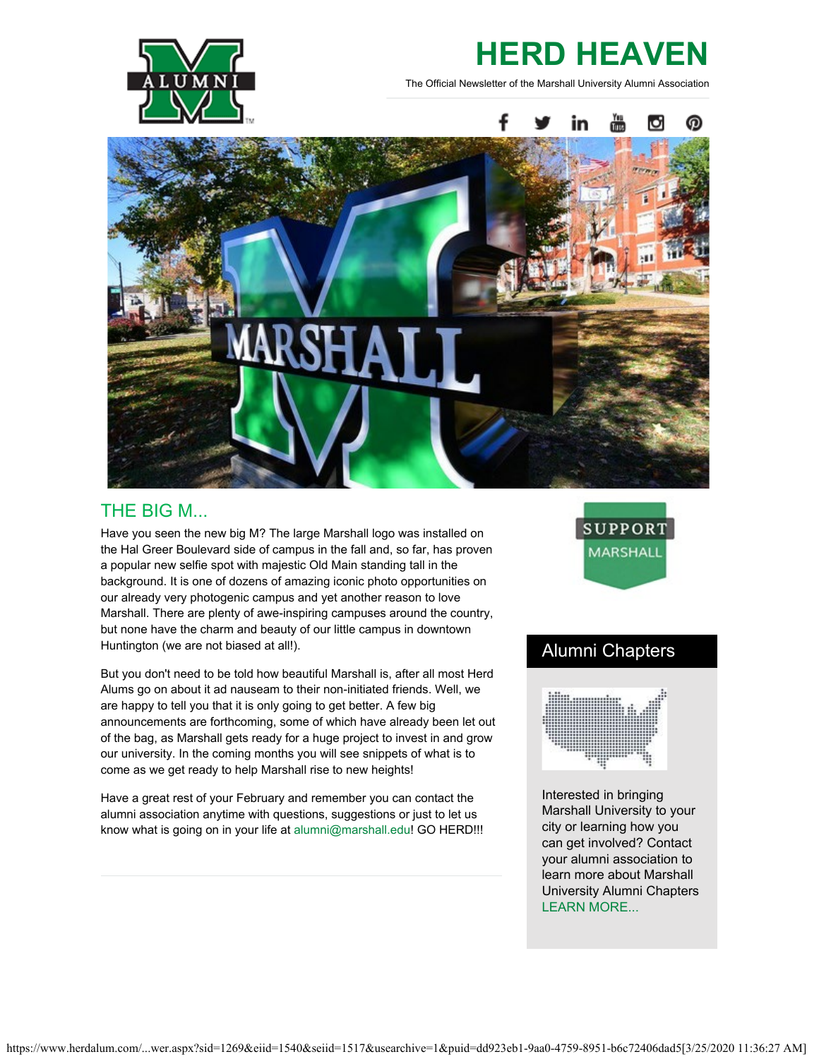# HERD HEAVEN

The Official Newsletter of the Marshall University Alumni Association

## THE BIG M...

Have you seen the new big M? The large Marshall logo was installed on the Hal Greer Boulevard side of campus in the fall and, so far, has proven a popular new selfie spot with majestic Old Main standing tall in the background. It is one of dozens of amazing iconic photo opportunities on our already very photogenic campus and yet another reason to love Marshall. There are plenty of awe-inspiring campuses around the country, but none have the charm and beauty of our little campus in downtown Huntington (we are not biased at all!).

But you don't need to be told how beautiful Marshall is, after all most Herd Alums go on about it ad nauseam to their non-initiated friends. Well, we are happy to tell you that it is only going to get better. A few big announcements are forthcoming, some of which have already been let out of the bag, as Marshall gets ready for a huge project to invest in and grow our university. In the coming months you will see snippets of what is to come as we get ready to help Marshall rise to new heights!

Have a great rest of your February and remember you can contact the alumni association anytime with questions, suggestions or just to let us know what is going on in your life at alumni@marshall.edu! GO HERD!!!

SUPPORT MARSHALL

## Alumni Chapters

Interested in bringing Marshall University to your city or learning how you can get involved? Contact your alumni association to learn more about Marshall University Alumni Chapters LEARN MORE...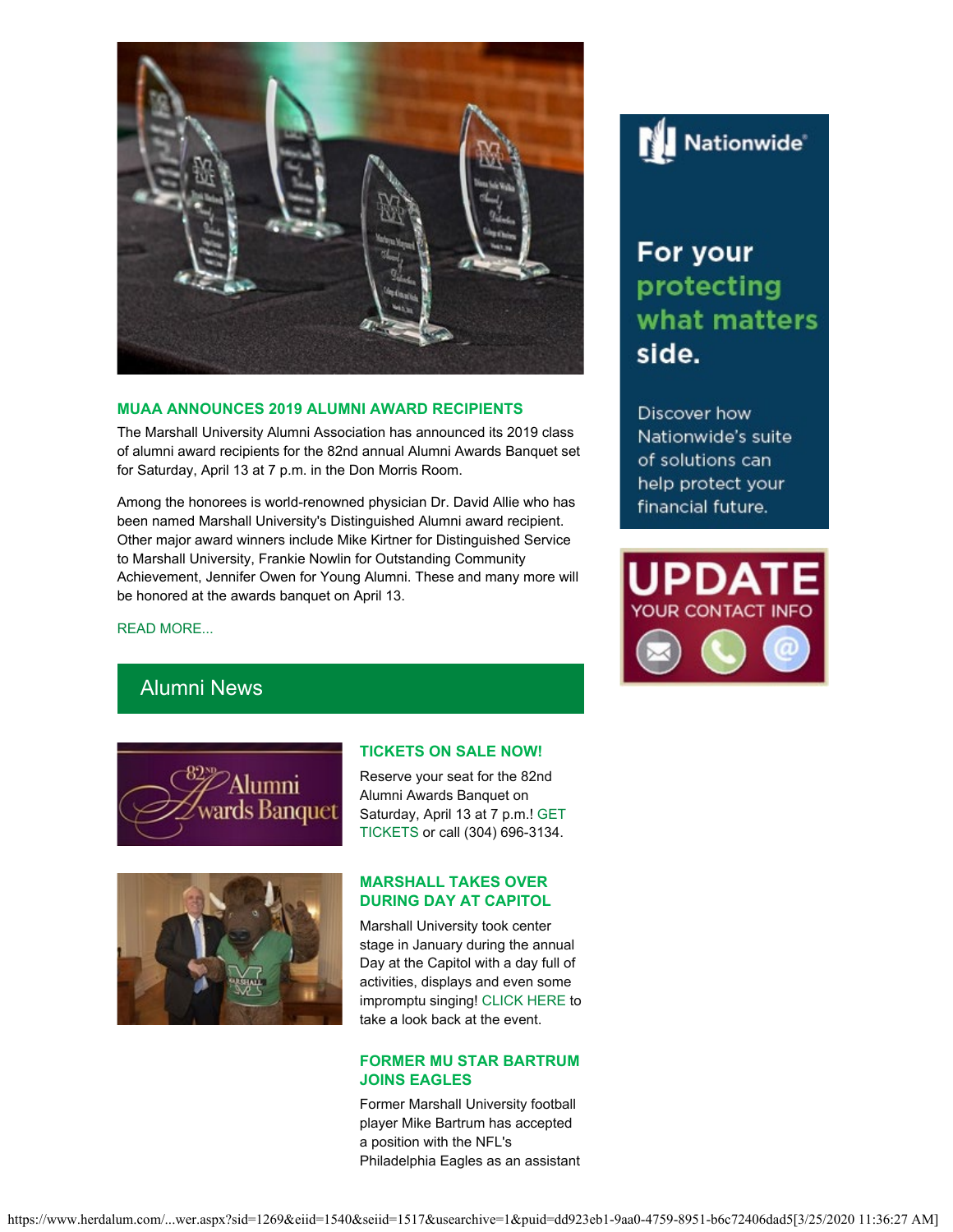### MUAA ANNOUNCES 2019 ALUMNI AWARD RECIPIENTS

The Marshall University Alumni Association has announced its 2019 class of alumni award recipients for the 82nd annual Alumni Awards Banquet set for Saturday, April 13 at 7 p.m. in the Don Morris Room.

Among the honorees is world-renowned physician Dr. David Allie who has been named Marshall University's Distinguished Alumni award recipient. Other major award winners include Mike Kirtner for Distinguished Service to Marshall University, Frankie Nowlin for Outstanding Community Achievement, Jennifer Owen for Young Alumni. These and many more will be honored at the awards banquet on April 13.

READ MORE...

## Alumni News

### TICKETS ON SALE NOW!

Reserve your seat for the 82nd Alumni Awards Banquet on Saturday, April 13 at 7 p.m.! GET TICKETS or call (304) 696-3134.

### MARSHALL TAKES OVER DURING DAY AT CAPITOL

Marshall University took center stage in January during the annual Day at the Capitol with a day full of activities, displays and even some impromptu singing! CLICK HERE to take a look back at the event.

### FORMER MU STAR BARTRUM JOINS EAGLES

Former Marshall University football player Mike Bartrum has accepted a position with the NFL's Philadelphia Eagles as an assistant

Nationwide

For your protecting what matters side.

Discover how Nationwide's suite of solutions can help protect your financial future.

UPDATE YOUR CONTACT INFO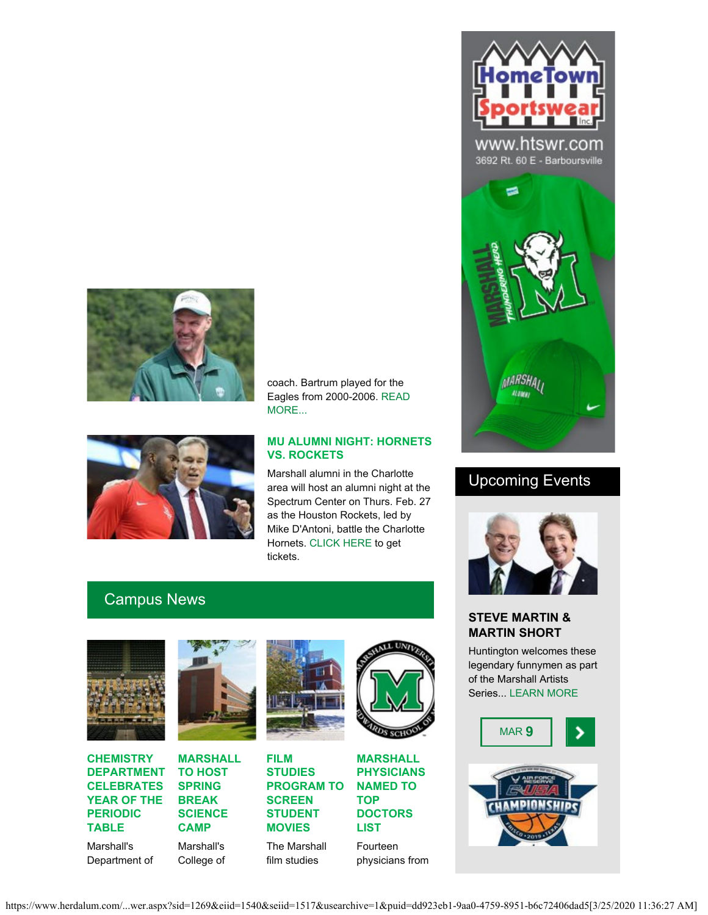coach. Bartrum played for the Eagles from 2000-2006. READ MORE...

### MU ALUMNI NIGHT: HORNETS VS. ROCKETS

Marshall alumni in the Charlotte area will host an alumni night at the Spectrum Center on Thurs. Feb. 27 as the Houston Rockets, led by Mike D'Antoni, battle the Charlotte Hornets. CLICK HERE to get tickets.

## Campus News

### CHEMISTRY DEPARTMENT CELEBRATES YEAR OF THE PERIODIC TABLE

Marshall's Department of

### MARSHALL TO HOST SPRING BREAK SCIENCE CAMP

Marshall's College of

### FILM STUDIES PROGRAM TO SCREEN STUDENT MOVIES

The Marshall film studies

### MARSHALL PHYSICIANS NAMED TO TOP DOCTORS LIST

Fourteen physicians from

HomeTown Sportswear Inc.
www.htswr.com
3692 Rt. 60 E - Barboursville

## Upcoming Events

### STEVE MARTIN & MARTIN SHORT

Huntington welcomes these legendary funnymen as part of the Marshall Artists Series... LEARN MORE

MAR 9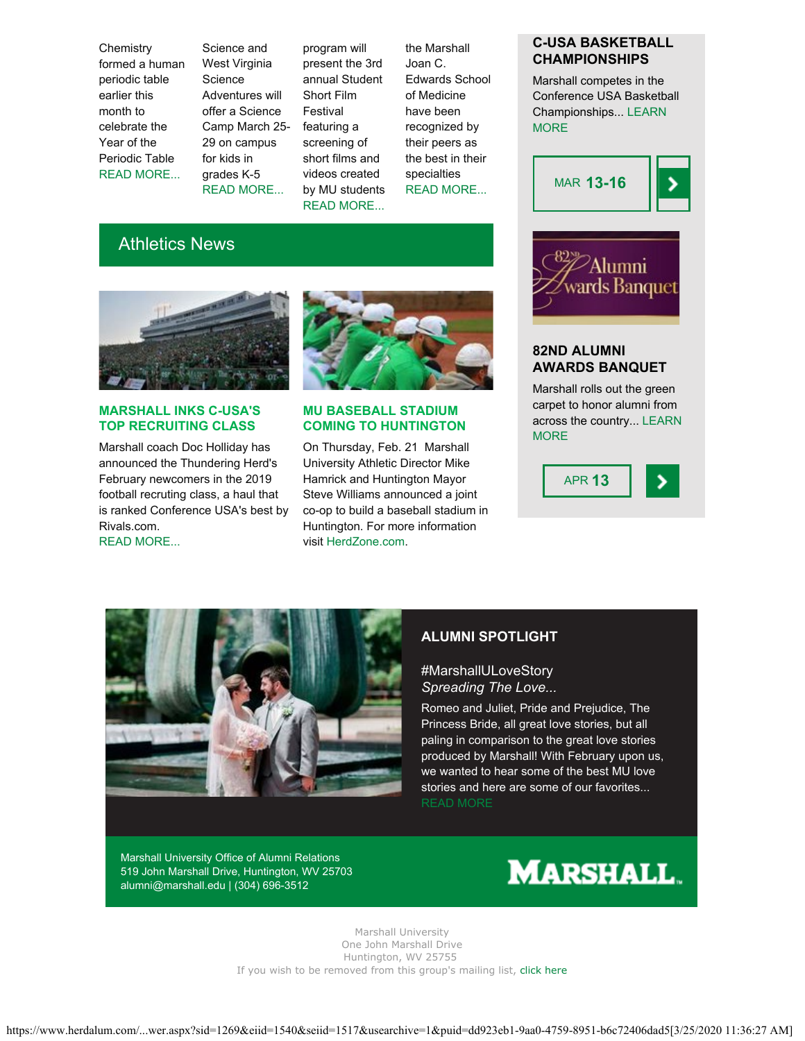Chemistry formed a human periodic table earlier this month to celebrate the Year of the Periodic Table
READ MORE...

Science and West Virginia Science Adventures will offer a Science Camp March 25-29 on campus for kids in grades K-5
READ MORE...

program will present the 3rd annual Student Short Film Festival featuring a screening of short films and videos created by MU students
READ MORE...

the Marshall Joan C. Edwards School of Medicine have been recognized by their peers as the best in their specialties
READ MORE...

## Athletics News

### MARSHALL INKS C-USA'S TOP RECRUITING CLASS

Marshall coach Doc Holliday has announced the Thundering Herd's February newcomers in the 2019 football recruting class, a haul that is ranked Conference USA's best by Rivals.com.
READ MORE...

### MU BASEBALL STADIUM COMING TO HUNTINGTON

On Thursday, Feb. 21 Marshall University Athletic Director Mike Hamrick and Huntington Mayor Steve Williams announced a joint co-op to build a baseball stadium in Huntington. For more information visit HerdZone.com.

### C-USA BASKETBALL CHAMPIONSHIPS

Marshall competes in the Conference USA Basketball Championships... LEARN MORE

MAR **13-16**

### 82ND ALUMNI AWARDS BANQUET

Marshall rolls out the green carpet to honor alumni from across the country... LEARN MORE

APR **13**

### ALUMNI SPOTLIGHT

#MarshallULoveStory
*Spreading The Love...*

Romeo and Juliet, Pride and Prejudice, The Princess Bride, all great love stories, but all paling in comparison to the great love stories produced by Marshall! With February upon us, we wanted to hear some of the best MU love stories and here are some of our favorites...
READ MORE

Marshall University Office of Alumni Relations
519 John Marshall Drive, Huntington, WV 25703
alumni@marshall.edu | (304) 696-3512

MARSHALL.

Marshall University
One John Marshall Drive
Huntington, WV 25755
If you wish to be removed from this group's mailing list, click here